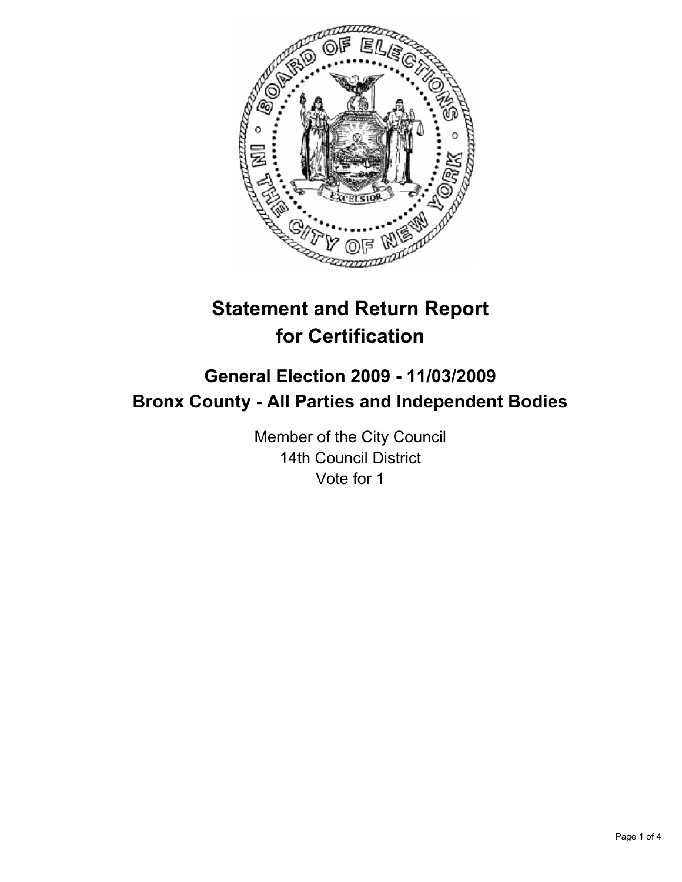# Statement and Return Report for Certification

## General Election 2009 - 11/03/2009
## Bronx County - All Parties and Independent Bodies

Member of the City Council
14th Council District
Vote for 1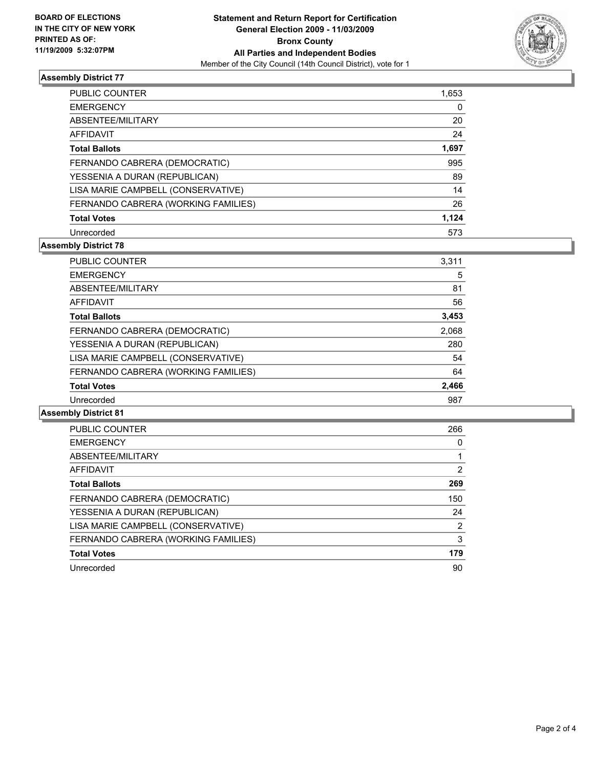**BOARD OF ELECTIONS IN THE CITY OF NEW YORK PRINTED AS OF: 11/19/2009 5:32:07PM**

**Statement and Return Report for Certification General Election 2009 - 11/03/2009 Bronx County All Parties and Independent Bodies**
Member of the City Council (14th Council District), vote for 1

## Assembly District 77

| | |
|---|---|
| PUBLIC COUNTER | 1,653 |
| EMERGENCY | 0 |
| ABSENTEE/MILITARY | 20 |
| AFFIDAVIT | 24 |
| **Total Ballots** | **1,697** |
| FERNANDO CABRERA (DEMOCRATIC) | 995 |
| YESSENIA A DURAN (REPUBLICAN) | 89 |
| LISA MARIE CAMPBELL (CONSERVATIVE) | 14 |
| FERNANDO CABRERA (WORKING FAMILIES) | 26 |
| **Total Votes** | **1,124** |
| Unrecorded | 573 |

## Assembly District 78

| | |
|---|---|
| PUBLIC COUNTER | 3,311 |
| EMERGENCY | 5 |
| ABSENTEE/MILITARY | 81 |
| AFFIDAVIT | 56 |
| **Total Ballots** | **3,453** |
| FERNANDO CABRERA (DEMOCRATIC) | 2,068 |
| YESSENIA A DURAN (REPUBLICAN) | 280 |
| LISA MARIE CAMPBELL (CONSERVATIVE) | 54 |
| FERNANDO CABRERA (WORKING FAMILIES) | 64 |
| **Total Votes** | **2,466** |
| Unrecorded | 987 |

## Assembly District 81

| | |
|---|---|
| PUBLIC COUNTER | 266 |
| EMERGENCY | 0 |
| ABSENTEE/MILITARY | 1 |
| AFFIDAVIT | 2 |
| **Total Ballots** | **269** |
| FERNANDO CABRERA (DEMOCRATIC) | 150 |
| YESSENIA A DURAN (REPUBLICAN) | 24 |
| LISA MARIE CAMPBELL (CONSERVATIVE) | 2 |
| FERNANDO CABRERA (WORKING FAMILIES) | 3 |
| **Total Votes** | **179** |
| Unrecorded | 90 |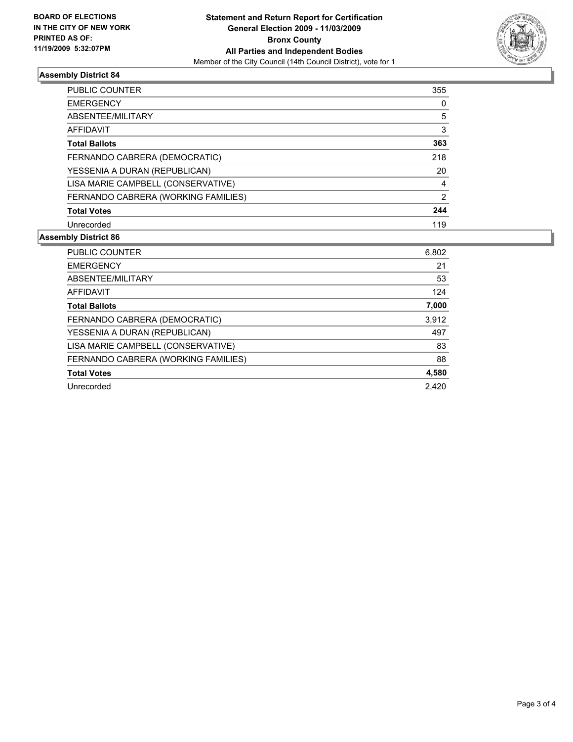**BOARD OF ELECTIONS IN THE CITY OF NEW YORK PRINTED AS OF: 11/19/2009 5:32:07PM**

# Statement and Return Report for Certification
## General Election 2009 - 11/03/2009
## Bronx County
## All Parties and Independent Bodies
Member of the City Council (14th Council District), vote for 1

### Assembly District 84

| | |
|---|---|
| PUBLIC COUNTER | 355 |
| EMERGENCY | 0 |
| ABSENTEE/MILITARY | 5 |
| AFFIDAVIT | 3 |
| **Total Ballots** | **363** |
| FERNANDO CABRERA (DEMOCRATIC) | 218 |
| YESSENIA A DURAN (REPUBLICAN) | 20 |
| LISA MARIE CAMPBELL (CONSERVATIVE) | 4 |
| FERNANDO CABRERA (WORKING FAMILIES) | 2 |
| **Total Votes** | **244** |
| Unrecorded | 119 |

### Assembly District 86

| | |
|---|---|
| PUBLIC COUNTER | 6,802 |
| EMERGENCY | 21 |
| ABSENTEE/MILITARY | 53 |
| AFFIDAVIT | 124 |
| **Total Ballots** | **7,000** |
| FERNANDO CABRERA (DEMOCRATIC) | 3,912 |
| YESSENIA A DURAN (REPUBLICAN) | 497 |
| LISA MARIE CAMPBELL (CONSERVATIVE) | 83 |
| FERNANDO CABRERA (WORKING FAMILIES) | 88 |
| **Total Votes** | **4,580** |
| Unrecorded | 2,420 |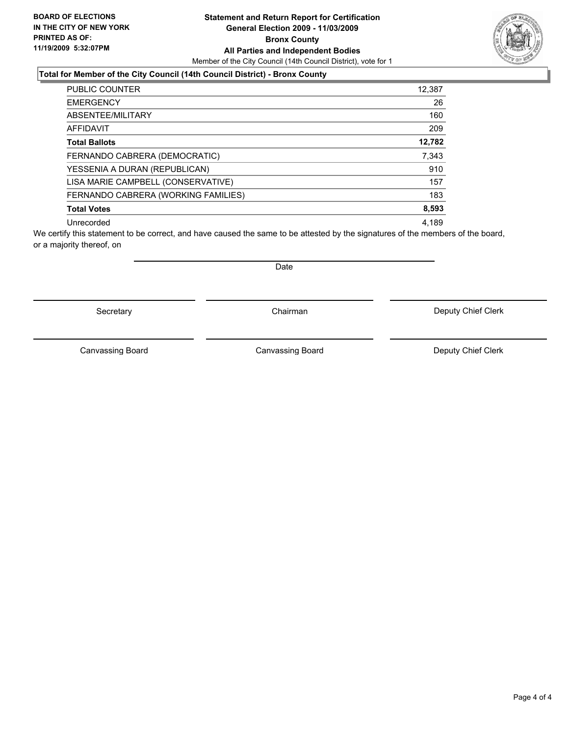**BOARD OF ELECTIONS IN THE CITY OF NEW YORK PRINTED AS OF: 11/19/2009 5:32:07PM**

**Statement and Return Report for Certification**
**General Election 2009 - 11/03/2009**
**Bronx County**
**All Parties and Independent Bodies**
Member of the City Council (14th Council District), vote for 1

**Total for Member of the City Council (14th Council District) - Bronx County**

| | |
|---|---|
| PUBLIC COUNTER | 12,387 |
| EMERGENCY | 26 |
| ABSENTEE/MILITARY | 160 |
| AFFIDAVIT | 209 |
| **Total Ballots** | **12,782** |
| FERNANDO CABRERA (DEMOCRATIC) | 7,343 |
| YESSENIA A DURAN (REPUBLICAN) | 910 |
| LISA MARIE CAMPBELL (CONSERVATIVE) | 157 |
| FERNANDO CABRERA (WORKING FAMILIES) | 183 |
| **Total Votes** | **8,593** |
| Unrecorded | 4,189 |

We certify this statement to be correct, and have caused the same to be attested by the signatures of the members of the board, or a majority thereof, on

Date

Secretary | Chairman | Deputy Chief Clerk

Canvassing Board | Canvassing Board | Deputy Chief Clerk